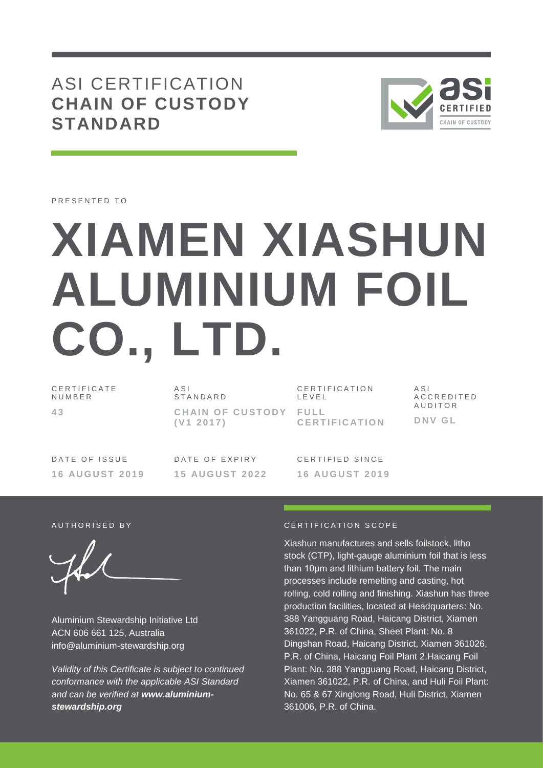# ASI CERTIFICATION
## CHAIN OF CUSTODY STANDARD

PRESENTED TO

# XIAMEN XIASHUN ALUMINIUM FOIL CO., LTD.

| CERTIFICATE NUMBER | ASI STANDARD | CERTIFICATION LEVEL | ASI ACCREDITED AUDITOR |
| --- | --- | --- | --- |
| **43** | **CHAIN OF CUSTODY (V1 2017)** | **FULL CERTIFICATION** | **DNV GL** |

| DATE OF ISSUE | DATE OF EXPIRY | CERTIFIED SINCE |
| --- | --- | --- |
| **16 AUGUST 2019** | **15 AUGUST 2022** | **16 AUGUST 2019** |

AUTHORISED BY

Aluminium Stewardship Initiative Ltd
ACN 606 661 125, Australia
info@aluminium-stewardship.org

*Validity of this Certificate is subject to continued conformance with the applicable ASI Standard and can be verified at **www.aluminium-stewardship.org***

CERTIFICATION SCOPE

Xiashun manufactures and sells foilstock, litho stock (CTP), light-gauge aluminium foil that is less than 10μm and lithium battery foil. The main processes include remelting and casting, hot rolling, cold rolling and finishing. Xiashun has three production facilities, located at Headquarters: No. 388 Yangguang Road, Haicang District, Xiamen 361022, P.R. of China, Sheet Plant: No. 8 Dingshan Road, Haicang District, Xiamen 361026, P.R. of China, Haicang Foil Plant 2.Haicang Foil Plant: No. 388 Yangguang Road, Haicang District, Xiamen 361022, P.R. of China, and Huli Foil Plant: No. 65 & 67 Xinglong Road, Huli District, Xiamen 361006, P.R. of China.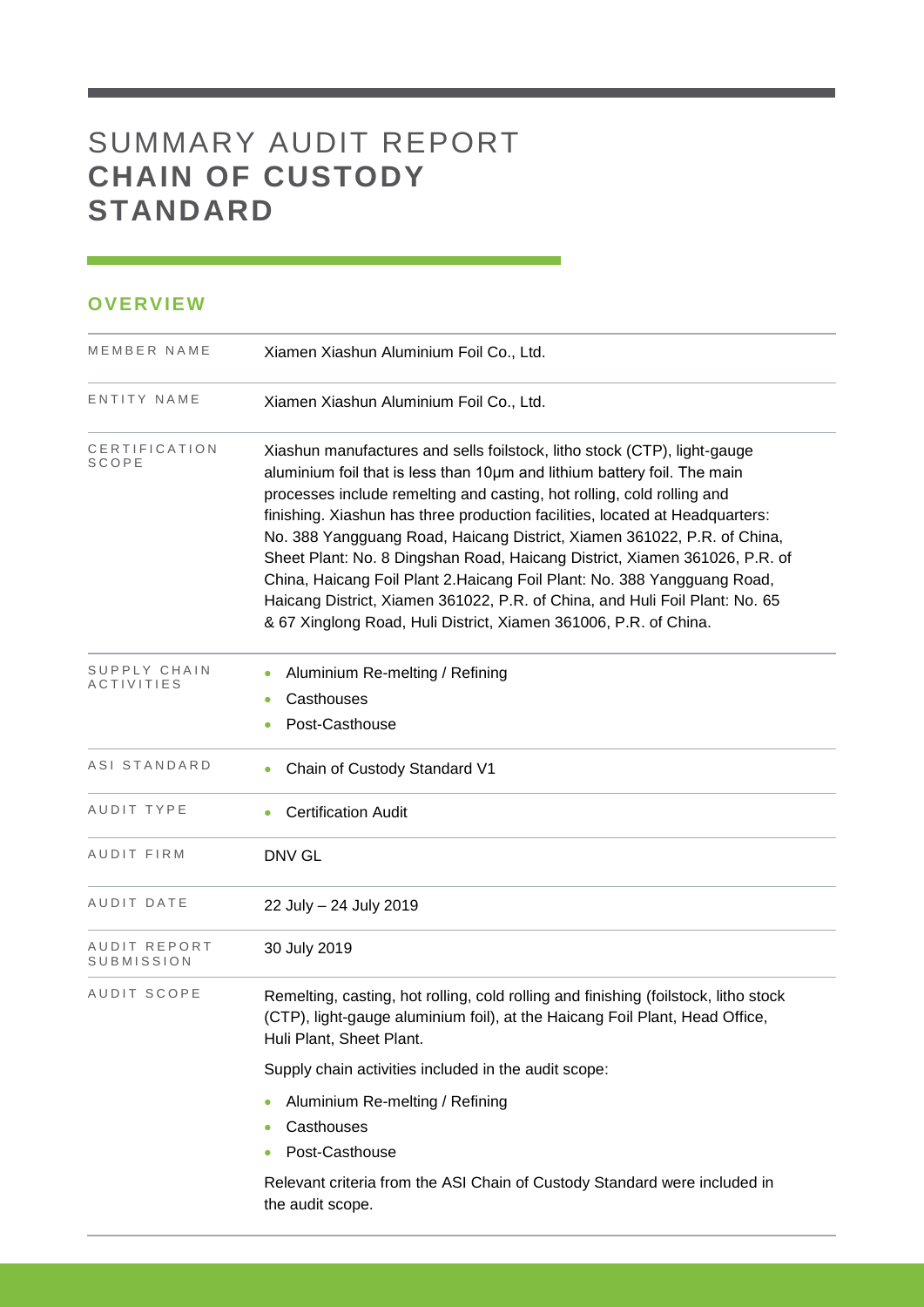# SUMMARY AUDIT REPORT
# **CHAIN OF CUSTODY STANDARD**

## OVERVIEW

| | |
|---|---|
| MEMBER NAME | Xiamen Xiashun Aluminium Foil Co., Ltd. |
| ENTITY NAME | Xiamen Xiashun Aluminium Foil Co., Ltd. |
| CERTIFICATION SCOPE | Xiashun manufactures and sells foilstock, litho stock (CTP), light-gauge aluminium foil that is less than 10μm and lithium battery foil. The main processes include remelting and casting, hot rolling, cold rolling and finishing. Xiashun has three production facilities, located at Headquarters: No. 388 Yangguang Road, Haicang District, Xiamen 361022, P.R. of China, Sheet Plant: No. 8 Dingshan Road, Haicang District, Xiamen 361026, P.R. of China, Haicang Foil Plant 2.Haicang Foil Plant: No. 388 Yangguang Road, Haicang District, Xiamen 361022, P.R. of China, and Huli Foil Plant: No. 65 & 67 Xinglong Road, Huli District, Xiamen 361006, P.R. of China. |
| SUPPLY CHAIN ACTIVITIES | • Aluminium Re-melting / Refining<br>• Casthouses<br>• Post-Casthouse |
| ASI STANDARD | • Chain of Custody Standard V1 |
| AUDIT TYPE | • Certification Audit |
| AUDIT FIRM | DNV GL |
| AUDIT DATE | 22 July – 24 July 2019 |
| AUDIT REPORT SUBMISSION | 30 July 2019 |
| AUDIT SCOPE | Remelting, casting, hot rolling, cold rolling and finishing (foilstock, litho stock (CTP), light-gauge aluminium foil), at the Haicang Foil Plant, Head Office, Huli Plant, Sheet Plant.<br><br>Supply chain activities included in the audit scope:<br><br>• Aluminium Re-melting / Refining<br>• Casthouses<br>• Post-Casthouse<br><br>Relevant criteria from the ASI Chain of Custody Standard were included in the audit scope. |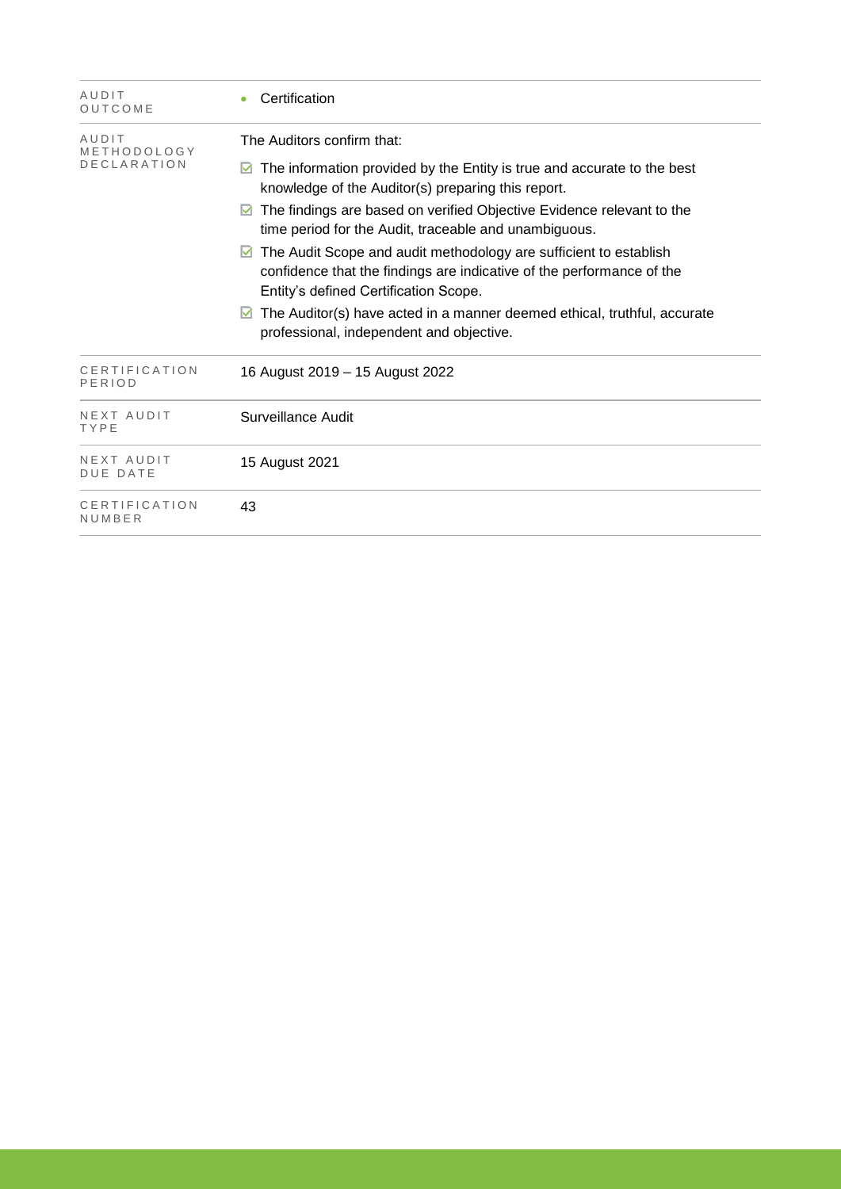| | |
|---|---|
| AUDIT OUTCOME | • Certification |
| AUDIT METHODOLOGY DECLARATION | The Auditors confirm that:<br>☑ The information provided by the Entity is true and accurate to the best knowledge of the Auditor(s) preparing this report.<br>☑ The findings are based on verified Objective Evidence relevant to the time period for the Audit, traceable and unambiguous.<br>☑ The Audit Scope and audit methodology are sufficient to establish confidence that the findings are indicative of the performance of the Entity's defined Certification Scope.<br>☑ The Auditor(s) have acted in a manner deemed ethical, truthful, accurate professional, independent and objective. |
| CERTIFICATION PERIOD | 16 August 2019 – 15 August 2022 |
| NEXT AUDIT TYPE | Surveillance Audit |
| NEXT AUDIT DUE DATE | 15 August 2021 |
| CERTIFICATION NUMBER | 43 |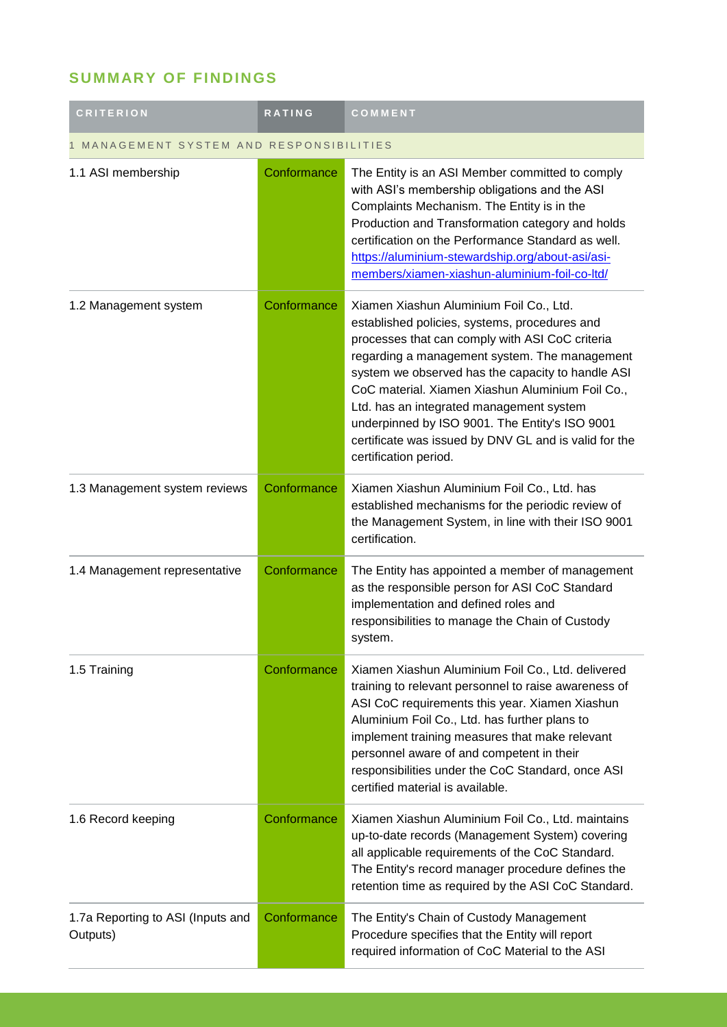## SUMMARY OF FINDINGS

| CRITERION | RATING | COMMENT |
| --- | --- | --- |
| 1 MANAGEMENT SYSTEM AND RESPONSIBILITIES | | |
| 1.1 ASI membership | Conformance | The Entity is an ASI Member committed to comply with ASI's membership obligations and the ASI Complaints Mechanism. The Entity is in the Production and Transformation category and holds certification on the Performance Standard as well. https://aluminium-stewardship.org/about-asi/asi-members/xiamen-xiashun-aluminium-foil-co-ltd/ |
| 1.2 Management system | Conformance | Xiamen Xiashun Aluminium Foil Co., Ltd. established policies, systems, procedures and processes that can comply with ASI CoC criteria regarding a management system. The management system we observed has the capacity to handle ASI CoC material. Xiamen Xiashun Aluminium Foil Co., Ltd. has an integrated management system underpinned by ISO 9001. The Entity's ISO 9001 certificate was issued by DNV GL and is valid for the certification period. |
| 1.3 Management system reviews | Conformance | Xiamen Xiashun Aluminium Foil Co., Ltd. has established mechanisms for the periodic review of the Management System, in line with their ISO 9001 certification. |
| 1.4 Management representative | Conformance | The Entity has appointed a member of management as the responsible person for ASI CoC Standard implementation and defined roles and responsibilities to manage the Chain of Custody system. |
| 1.5 Training | Conformance | Xiamen Xiashun Aluminium Foil Co., Ltd. delivered training to relevant personnel to raise awareness of ASI CoC requirements this year. Xiamen Xiashun Aluminium Foil Co., Ltd. has further plans to implement training measures that make relevant personnel aware of and competent in their responsibilities under the CoC Standard, once ASI certified material is available. |
| 1.6 Record keeping | Conformance | Xiamen Xiashun Aluminium Foil Co., Ltd. maintains up-to-date records (Management System) covering all applicable requirements of the CoC Standard. The Entity's record manager procedure defines the retention time as required by the ASI CoC Standard. |
| 1.7a Reporting to ASI (Inputs and Outputs) | Conformance | The Entity's Chain of Custody Management Procedure specifies that the Entity will report required information of CoC Material to the ASI |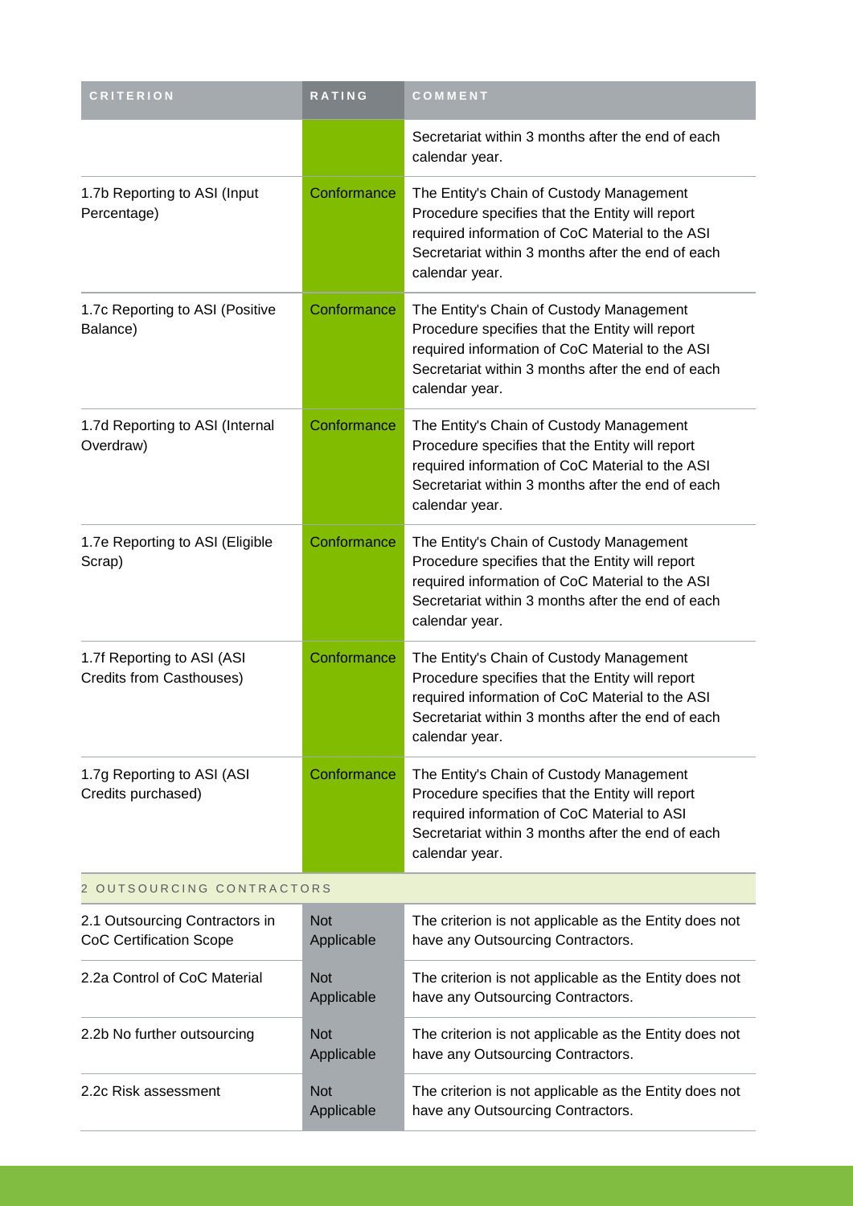| CRITERION | RATING | COMMENT |
| --- | --- | --- |
| | | Secretariat within 3 months after the end of each calendar year. |
| 1.7b Reporting to ASI (Input Percentage) | Conformance | The Entity's Chain of Custody Management Procedure specifies that the Entity will report required information of CoC Material to the ASI Secretariat within 3 months after the end of each calendar year. |
| 1.7c Reporting to ASI (Positive Balance) | Conformance | The Entity's Chain of Custody Management Procedure specifies that the Entity will report required information of CoC Material to the ASI Secretariat within 3 months after the end of each calendar year. |
| 1.7d Reporting to ASI (Internal Overdraw) | Conformance | The Entity's Chain of Custody Management Procedure specifies that the Entity will report required information of CoC Material to the ASI Secretariat within 3 months after the end of each calendar year. |
| 1.7e Reporting to ASI (Eligible Scrap) | Conformance | The Entity's Chain of Custody Management Procedure specifies that the Entity will report required information of CoC Material to the ASI Secretariat within 3 months after the end of each calendar year. |
| 1.7f Reporting to ASI (ASI Credits from Casthouses) | Conformance | The Entity's Chain of Custody Management Procedure specifies that the Entity will report required information of CoC Material to the ASI Secretariat within 3 months after the end of each calendar year. |
| 1.7g Reporting to ASI (ASI Credits purchased) | Conformance | The Entity's Chain of Custody Management Procedure specifies that the Entity will report required information of CoC Material to ASI Secretariat within 3 months after the end of each calendar year. |
| 2 OUTSOURCING CONTRACTORS | | |
| 2.1 Outsourcing Contractors in CoC Certification Scope | Not Applicable | The criterion is not applicable as the Entity does not have any Outsourcing Contractors. |
| 2.2a Control of CoC Material | Not Applicable | The criterion is not applicable as the Entity does not have any Outsourcing Contractors. |
| 2.2b No further outsourcing | Not Applicable | The criterion is not applicable as the Entity does not have any Outsourcing Contractors. |
| 2.2c Risk assessment | Not Applicable | The criterion is not applicable as the Entity does not have any Outsourcing Contractors. |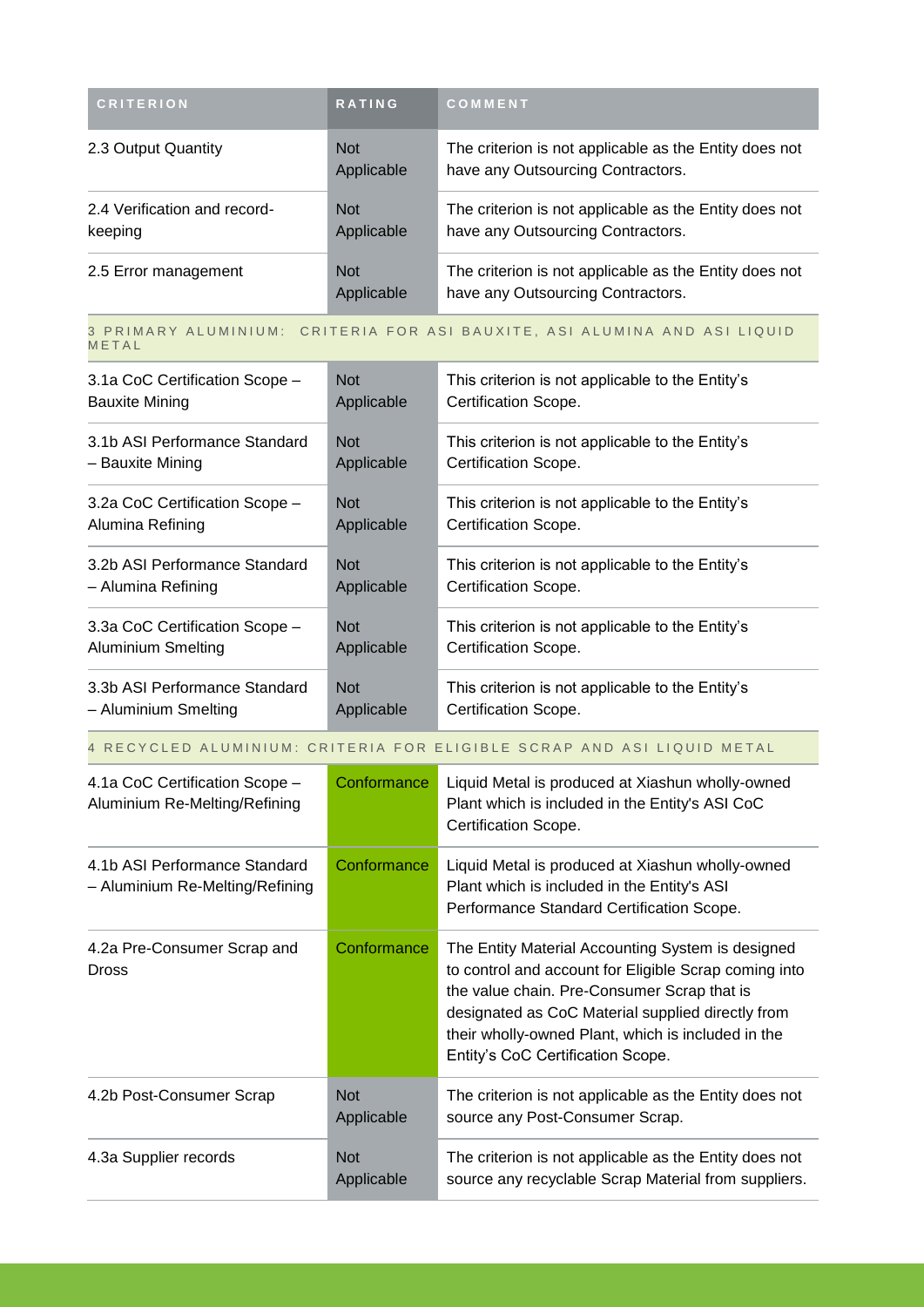| CRITERION | RATING | COMMENT |
| --- | --- | --- |
| 2.3 Output Quantity | Not Applicable | The criterion is not applicable as the Entity does not have any Outsourcing Contractors. |
| 2.4 Verification and record-keeping | Not Applicable | The criterion is not applicable as the Entity does not have any Outsourcing Contractors. |
| 2.5 Error management | Not Applicable | The criterion is not applicable as the Entity does not have any Outsourcing Contractors. |
| 3 PRIMARY ALUMINIUM: CRITERIA FOR ASI BAUXITE, ASI ALUMINA AND ASI LIQUID METAL | | |
| 3.1a CoC Certification Scope – Bauxite Mining | Not Applicable | This criterion is not applicable to the Entity's Certification Scope. |
| 3.1b ASI Performance Standard – Bauxite Mining | Not Applicable | This criterion is not applicable to the Entity's Certification Scope. |
| 3.2a CoC Certification Scope – Alumina Refining | Not Applicable | This criterion is not applicable to the Entity's Certification Scope. |
| 3.2b ASI Performance Standard – Alumina Refining | Not Applicable | This criterion is not applicable to the Entity's Certification Scope. |
| 3.3a CoC Certification Scope – Aluminium Smelting | Not Applicable | This criterion is not applicable to the Entity's Certification Scope. |
| 3.3b ASI Performance Standard – Aluminium Smelting | Not Applicable | This criterion is not applicable to the Entity's Certification Scope. |
| 4 RECYCLED ALUMINIUM: CRITERIA FOR ELIGIBLE SCRAP AND ASI LIQUID METAL | | |
| 4.1a CoC Certification Scope – Aluminium Re-Melting/Refining | Conformance | Liquid Metal is produced at Xiashun wholly-owned Plant which is included in the Entity's ASI CoC Certification Scope. |
| 4.1b ASI Performance Standard – Aluminium Re-Melting/Refining | Conformance | Liquid Metal is produced at Xiashun wholly-owned Plant which is included in the Entity's ASI Performance Standard Certification Scope. |
| 4.2a Pre-Consumer Scrap and Dross | Conformance | The Entity Material Accounting System is designed to control and account for Eligible Scrap coming into the value chain. Pre-Consumer Scrap that is designated as CoC Material supplied directly from their wholly-owned Plant, which is included in the Entity's CoC Certification Scope. |
| 4.2b Post-Consumer Scrap | Not Applicable | The criterion is not applicable as the Entity does not source any Post-Consumer Scrap. |
| 4.3a Supplier records | Not Applicable | The criterion is not applicable as the Entity does not source any recyclable Scrap Material from suppliers. |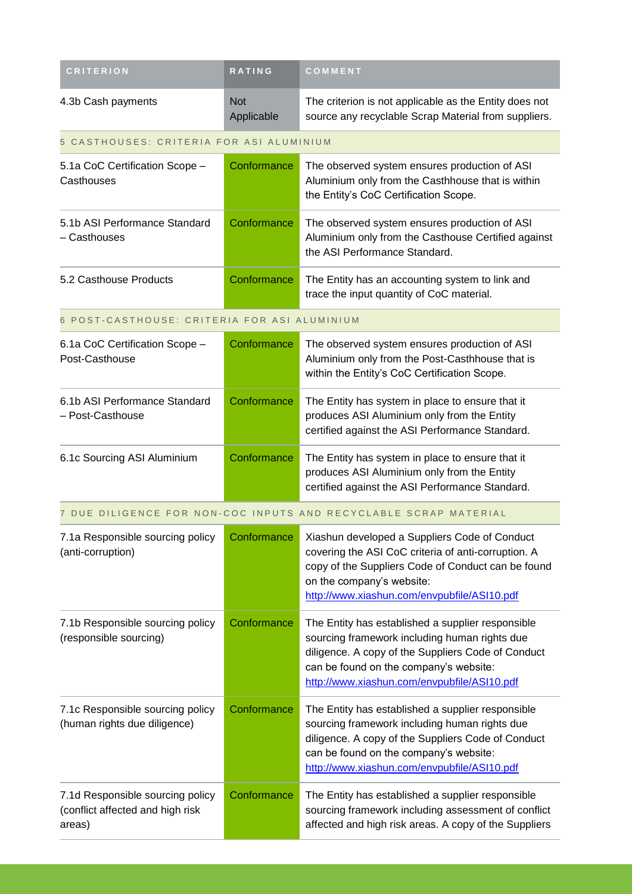| CRITERION | RATING | COMMENT |
|---|---|---|
| 4.3b Cash payments | Not Applicable | The criterion is not applicable as the Entity does not source any recyclable Scrap Material from suppliers. |
| 5 CASTHOUSES: CRITERIA FOR ASI ALUMINIUM | | |
| 5.1a CoC Certification Scope – Casthouses | Conformance | The observed system ensures production of ASI Aluminium only from the Casthhouse that is within the Entity's CoC Certification Scope. |
| 5.1b ASI Performance Standard – Casthouses | Conformance | The observed system ensures production of ASI Aluminium only from the Casthouse Certified against the ASI Performance Standard. |
| 5.2 Casthouse Products | Conformance | The Entity has an accounting system to link and trace the input quantity of CoC material. |
| 6 POST-CASTHOUSE: CRITERIA FOR ASI ALUMINIUM | | |
| 6.1a CoC Certification Scope – Post-Casthouse | Conformance | The observed system ensures production of ASI Aluminium only from the Post-Casthhouse that is within the Entity's CoC Certification Scope. |
| 6.1b ASI Performance Standard – Post-Casthouse | Conformance | The Entity has system in place to ensure that it produces ASI Aluminium only from the Entity certified against the ASI Performance Standard. |
| 6.1c Sourcing ASI Aluminium | Conformance | The Entity has system in place to ensure that it produces ASI Aluminium only from the Entity certified against the ASI Performance Standard. |
| 7 DUE DILIGENCE FOR NON-COC INPUTS AND RECYCLABLE SCRAP MATERIAL | | |
| 7.1a Responsible sourcing policy (anti-corruption) | Conformance | Xiashun developed a Suppliers Code of Conduct covering the ASI CoC criteria of anti-corruption. A copy of the Suppliers Code of Conduct can be found on the company's website: http://www.xiashun.com/envpubfile/ASI10.pdf |
| 7.1b Responsible sourcing policy (responsible sourcing) | Conformance | The Entity has established a supplier responsible sourcing framework including human rights due diligence. A copy of the Suppliers Code of Conduct can be found on the company's website: http://www.xiashun.com/envpubfile/ASI10.pdf |
| 7.1c Responsible sourcing policy (human rights due diligence) | Conformance | The Entity has established a supplier responsible sourcing framework including human rights due diligence. A copy of the Suppliers Code of Conduct can be found on the company's website: http://www.xiashun.com/envpubfile/ASI10.pdf |
| 7.1d Responsible sourcing policy (conflict affected and high risk areas) | Conformance | The Entity has established a supplier responsible sourcing framework including assessment of conflict affected and high risk areas. A copy of the Suppliers |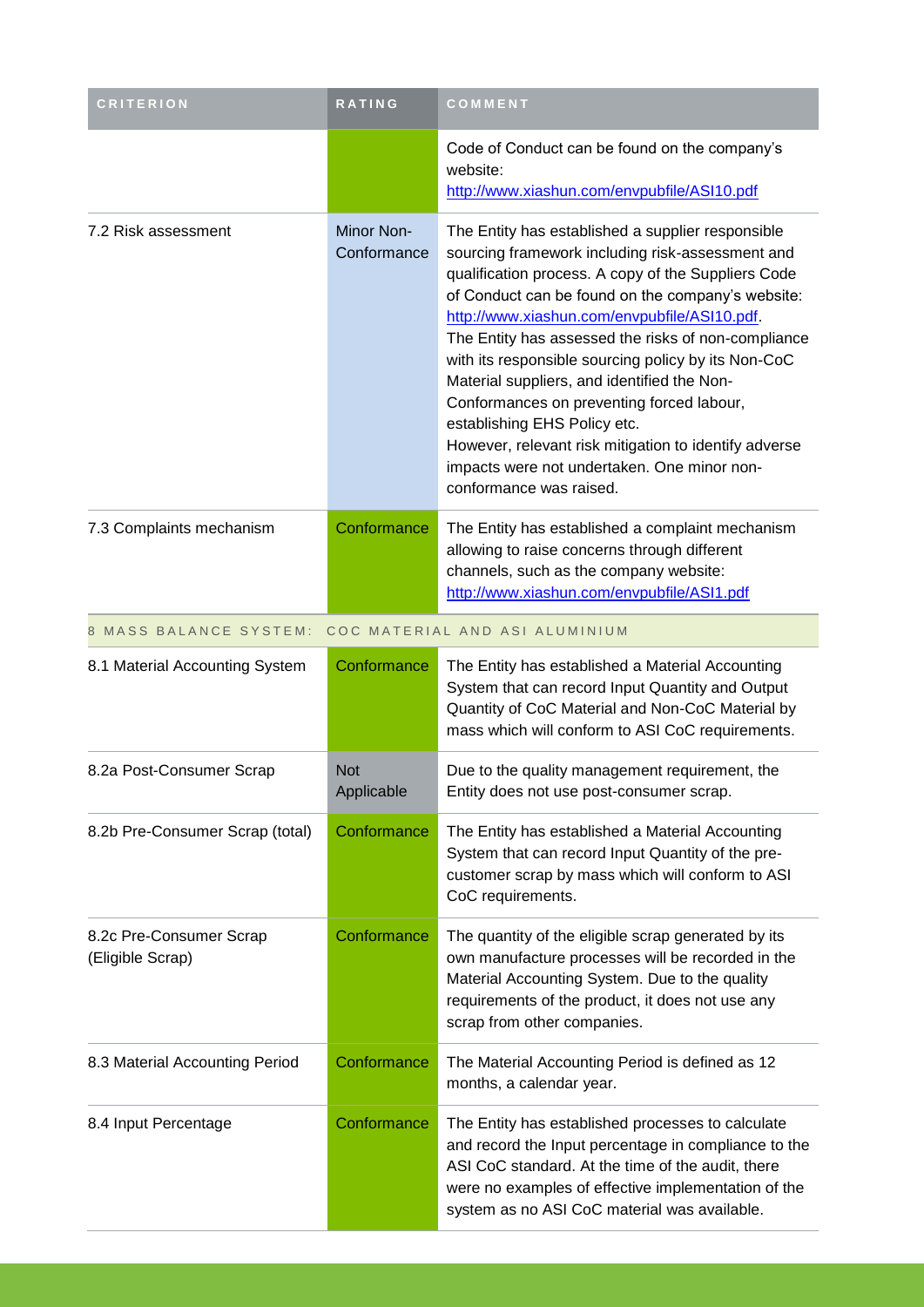| CRITERION | RATING | COMMENT |
|---|---|---|
| | | Code of Conduct can be found on the company's website: http://www.xiashun.com/envpubfile/ASI10.pdf |
| 7.2 Risk assessment | Minor Non-Conformance | The Entity has established a supplier responsible sourcing framework including risk-assessment and qualification process. A copy of the Suppliers Code of Conduct can be found on the company's website: http://www.xiashun.com/envpubfile/ASI10.pdf. The Entity has assessed the risks of non-compliance with its responsible sourcing policy by its Non-CoC Material suppliers, and identified the Non-Conformances on preventing forced labour, establishing EHS Policy etc. However, relevant risk mitigation to identify adverse impacts were not undertaken. One minor non-conformance was raised. |
| 7.3 Complaints mechanism | Conformance | The Entity has established a complaint mechanism allowing to raise concerns through different channels, such as the company website: http://www.xiashun.com/envpubfile/ASI1.pdf |
| 8 MASS BALANCE SYSTEM: COC MATERIAL AND ASI ALUMINIUM | | |
| 8.1 Material Accounting System | Conformance | The Entity has established a Material Accounting System that can record Input Quantity and Output Quantity of CoC Material and Non-CoC Material by mass which will conform to ASI CoC requirements. |
| 8.2a Post-Consumer Scrap | Not Applicable | Due to the quality management requirement, the Entity does not use post-consumer scrap. |
| 8.2b Pre-Consumer Scrap (total) | Conformance | The Entity has established a Material Accounting System that can record Input Quantity of the pre-customer scrap by mass which will conform to ASI CoC requirements. |
| 8.2c Pre-Consumer Scrap (Eligible Scrap) | Conformance | The quantity of the eligible scrap generated by its own manufacture processes will be recorded in the Material Accounting System. Due to the quality requirements of the product, it does not use any scrap from other companies. |
| 8.3 Material Accounting Period | Conformance | The Material Accounting Period is defined as 12 months, a calendar year. |
| 8.4 Input Percentage | Conformance | The Entity has established processes to calculate and record the Input percentage in compliance to the ASI CoC standard. At the time of the audit, there were no examples of effective implementation of the system as no ASI CoC material was available. |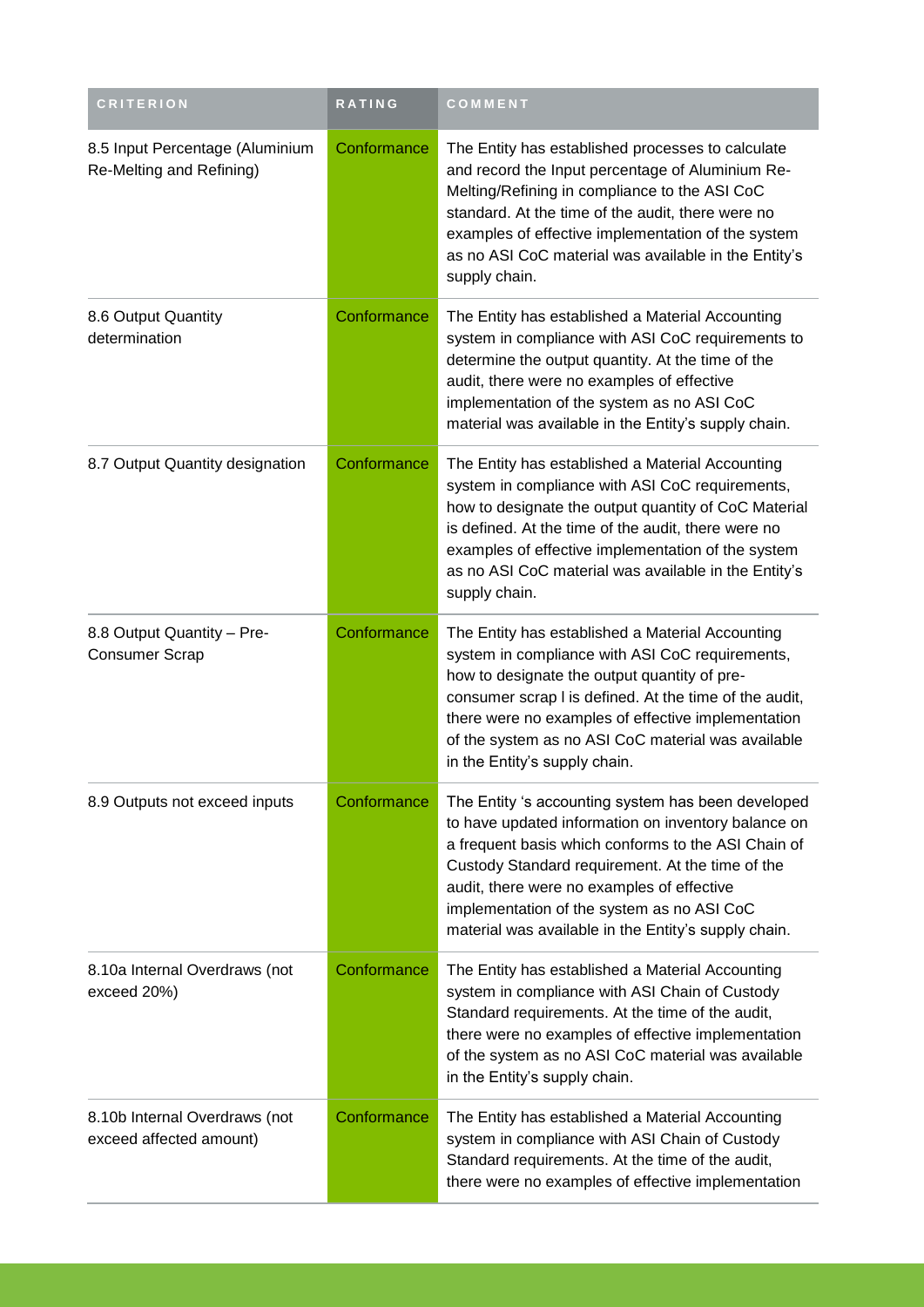| CRITERION | RATING | COMMENT |
| --- | --- | --- |
| 8.5 Input Percentage (Aluminium Re-Melting and Refining) | Conformance | The Entity has established processes to calculate and record the Input percentage of Aluminium Re-Melting/Refining in compliance to the ASI CoC standard. At the time of the audit, there were no examples of effective implementation of the system as no ASI CoC material was available in the Entity's supply chain. |
| 8.6 Output Quantity determination | Conformance | The Entity has established a Material Accounting system in compliance with ASI CoC requirements to determine the output quantity. At the time of the audit, there were no examples of effective implementation of the system as no ASI CoC material was available in the Entity's supply chain. |
| 8.7 Output Quantity designation | Conformance | The Entity has established a Material Accounting system in compliance with ASI CoC requirements, how to designate the output quantity of CoC Material is defined. At the time of the audit, there were no examples of effective implementation of the system as no ASI CoC material was available in the Entity's supply chain. |
| 8.8 Output Quantity – Pre-Consumer Scrap | Conformance | The Entity has established a Material Accounting system in compliance with ASI CoC requirements, how to designate the output quantity of pre-consumer scrap l is defined. At the time of the audit, there were no examples of effective implementation of the system as no ASI CoC material was available in the Entity's supply chain. |
| 8.9 Outputs not exceed inputs | Conformance | The Entity 's accounting system has been developed to have updated information on inventory balance on a frequent basis which conforms to the ASI Chain of Custody Standard requirement. At the time of the audit, there were no examples of effective implementation of the system as no ASI CoC material was available in the Entity's supply chain. |
| 8.10a Internal Overdraws (not exceed 20%) | Conformance | The Entity has established a Material Accounting system in compliance with ASI Chain of Custody Standard requirements. At the time of the audit, there were no examples of effective implementation of the system as no ASI CoC material was available in the Entity's supply chain. |
| 8.10b Internal Overdraws (not exceed affected amount) | Conformance | The Entity has established a Material Accounting system in compliance with ASI Chain of Custody Standard requirements. At the time of the audit, there were no examples of effective implementation |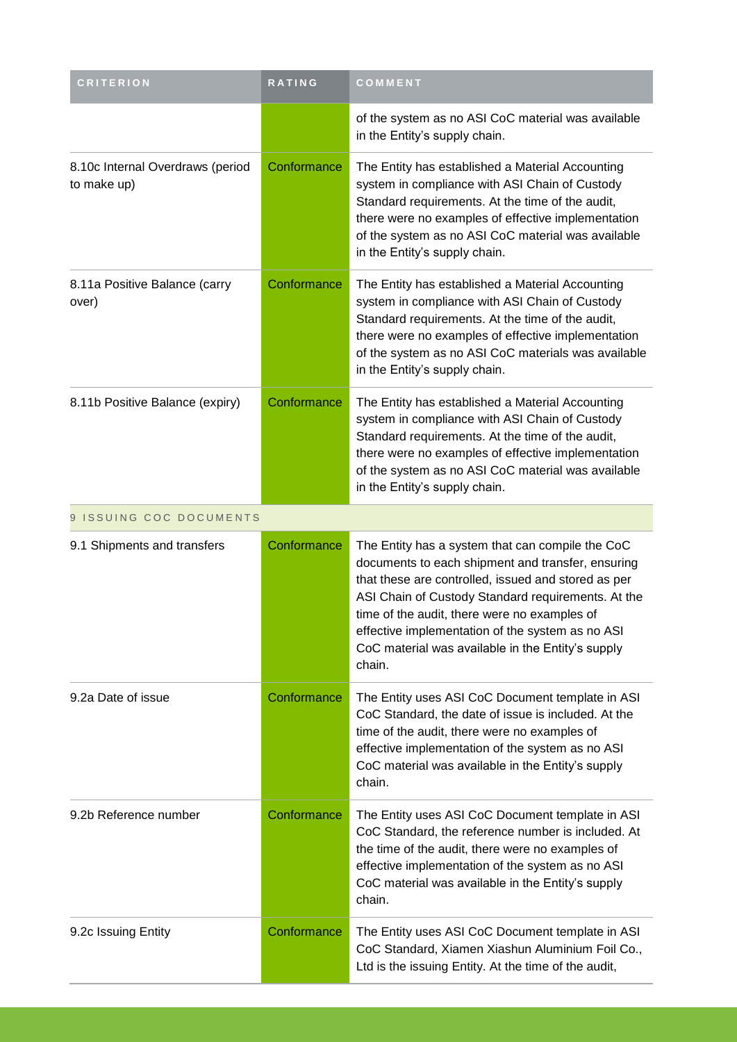| CRITERION | RATING | COMMENT |
| --- | --- | --- |
| | | of the system as no ASI CoC material was available in the Entity's supply chain. |
| 8.10c Internal Overdraws (period to make up) | Conformance | The Entity has established a Material Accounting system in compliance with ASI Chain of Custody Standard requirements. At the time of the audit, there were no examples of effective implementation of the system as no ASI CoC material was available in the Entity's supply chain. |
| 8.11a Positive Balance (carry over) | Conformance | The Entity has established a Material Accounting system in compliance with ASI Chain of Custody Standard requirements. At the time of the audit, there were no examples of effective implementation of the system as no ASI CoC materials was available in the Entity's supply chain. |
| 8.11b Positive Balance (expiry) | Conformance | The Entity has established a Material Accounting system in compliance with ASI Chain of Custody Standard requirements. At the time of the audit, there were no examples of effective implementation of the system as no ASI CoC material was available in the Entity's supply chain. |
| 9 ISSUING COC DOCUMENTS | | |
| 9.1 Shipments and transfers | Conformance | The Entity has a system that can compile the CoC documents to each shipment and transfer, ensuring that these are controlled, issued and stored as per ASI Chain of Custody Standard requirements. At the time of the audit, there were no examples of effective implementation of the system as no ASI CoC material was available in the Entity's supply chain. |
| 9.2a Date of issue | Conformance | The Entity uses ASI CoC Document template in ASI CoC Standard, the date of issue is included. At the time of the audit, there were no examples of effective implementation of the system as no ASI CoC material was available in the Entity's supply chain. |
| 9.2b Reference number | Conformance | The Entity uses ASI CoC Document template in ASI CoC Standard, the reference number is included. At the time of the audit, there were no examples of effective implementation of the system as no ASI CoC material was available in the Entity's supply chain. |
| 9.2c Issuing Entity | Conformance | The Entity uses ASI CoC Document template in ASI CoC Standard, Xiamen Xiashun Aluminium Foil Co., Ltd is the issuing Entity. At the time of the audit, |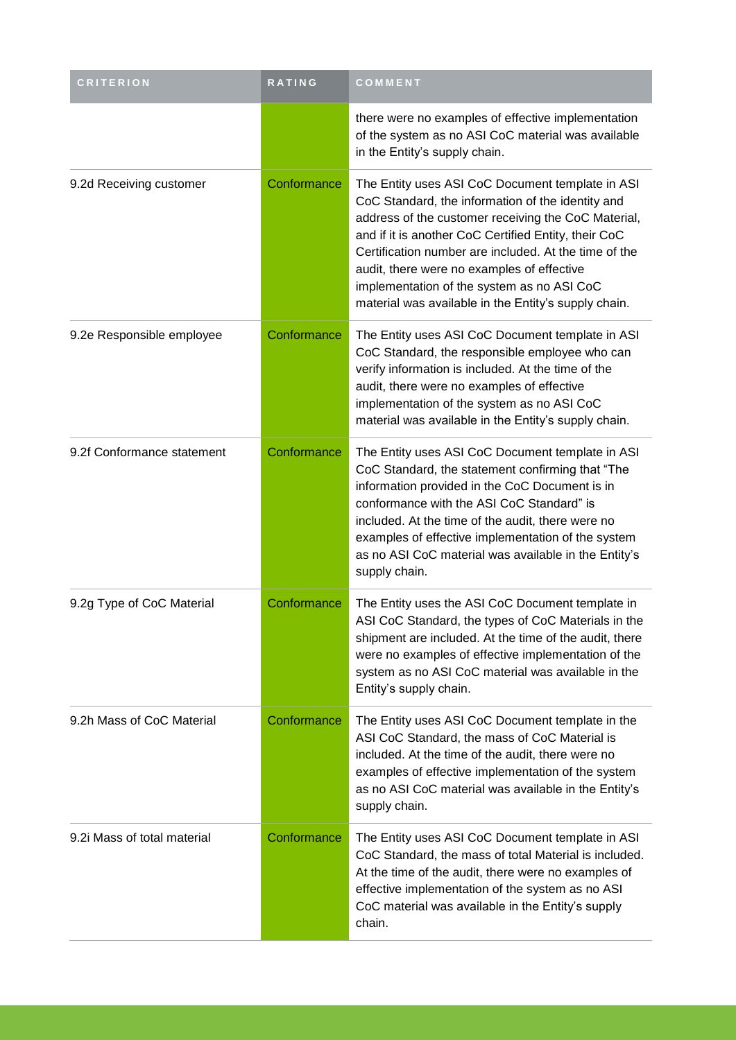| CRITERION | RATING | COMMENT |
| --- | --- | --- |
| | | there were no examples of effective implementation of the system as no ASI CoC material was available in the Entity's supply chain. |
| 9.2d Receiving customer | Conformance | The Entity uses ASI CoC Document template in ASI CoC Standard, the information of the identity and address of the customer receiving the CoC Material, and if it is another CoC Certified Entity, their CoC Certification number are included. At the time of the audit, there were no examples of effective implementation of the system as no ASI CoC material was available in the Entity's supply chain. |
| 9.2e Responsible employee | Conformance | The Entity uses ASI CoC Document template in ASI CoC Standard, the responsible employee who can verify information is included. At the time of the audit, there were no examples of effective implementation of the system as no ASI CoC material was available in the Entity's supply chain. |
| 9.2f Conformance statement | Conformance | The Entity uses ASI CoC Document template in ASI CoC Standard, the statement confirming that "The information provided in the CoC Document is in conformance with the ASI CoC Standard" is included. At the time of the audit, there were no examples of effective implementation of the system as no ASI CoC material was available in the Entity's supply chain. |
| 9.2g Type of CoC Material | Conformance | The Entity uses the ASI CoC Document template in ASI CoC Standard, the types of CoC Materials in the shipment are included. At the time of the audit, there were no examples of effective implementation of the system as no ASI CoC material was available in the Entity's supply chain. |
| 9.2h Mass of CoC Material | Conformance | The Entity uses ASI CoC Document template in the ASI CoC Standard, the mass of CoC Material is included. At the time of the audit, there were no examples of effective implementation of the system as no ASI CoC material was available in the Entity's supply chain. |
| 9.2i Mass of total material | Conformance | The Entity uses ASI CoC Document template in ASI CoC Standard, the mass of total Material is included. At the time of the audit, there were no examples of effective implementation of the system as no ASI CoC material was available in the Entity's supply chain. |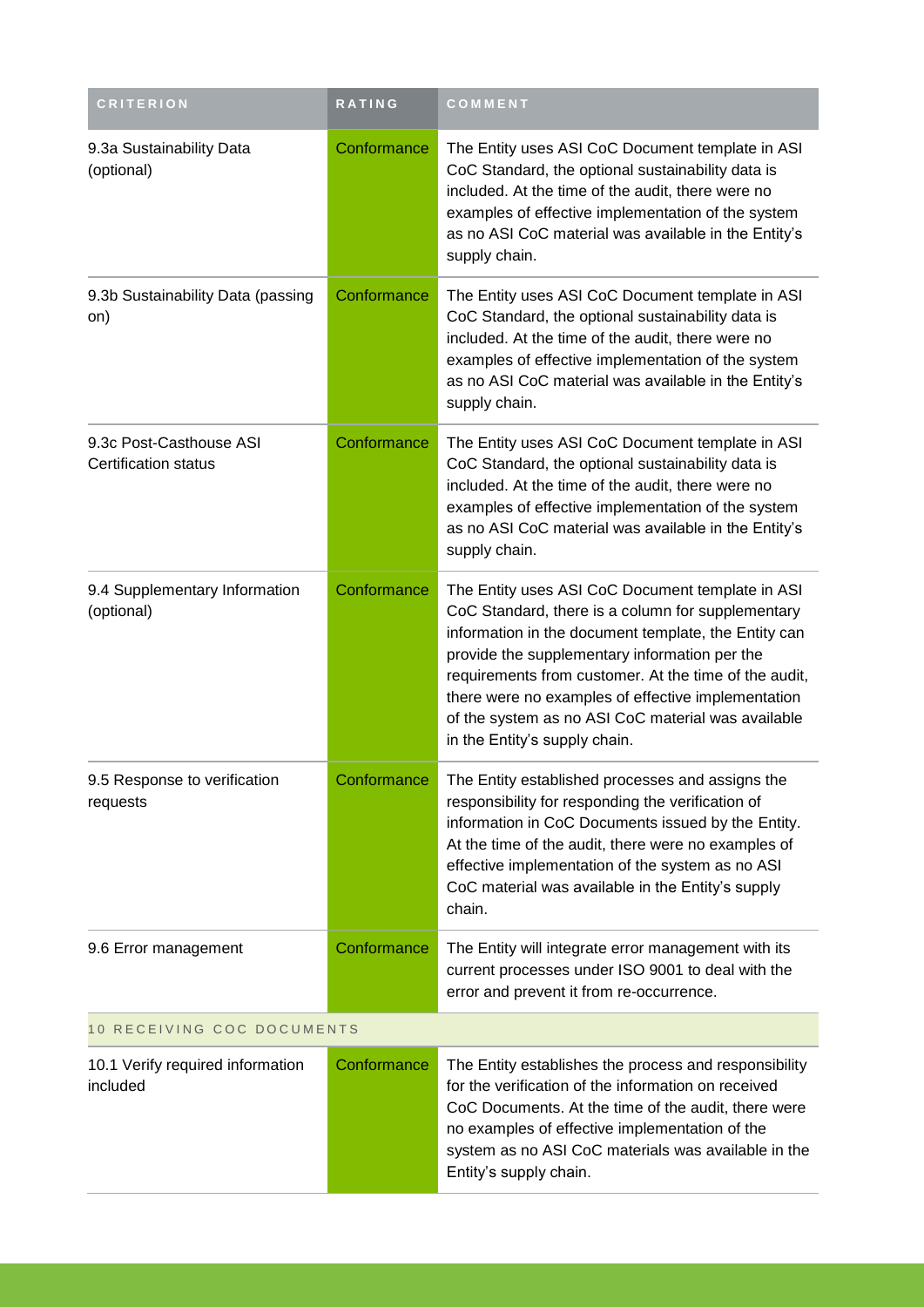| CRITERION | RATING | COMMENT |
|---|---|---|
| 9.3a Sustainability Data (optional) | Conformance | The Entity uses ASI CoC Document template in ASI CoC Standard, the optional sustainability data is included. At the time of the audit, there were no examples of effective implementation of the system as no ASI CoC material was available in the Entity's supply chain. |
| 9.3b Sustainability Data (passing on) | Conformance | The Entity uses ASI CoC Document template in ASI CoC Standard, the optional sustainability data is included. At the time of the audit, there were no examples of effective implementation of the system as no ASI CoC material was available in the Entity's supply chain. |
| 9.3c Post-Casthouse ASI Certification status | Conformance | The Entity uses ASI CoC Document template in ASI CoC Standard, the optional sustainability data is included. At the time of the audit, there were no examples of effective implementation of the system as no ASI CoC material was available in the Entity's supply chain. |
| 9.4 Supplementary Information (optional) | Conformance | The Entity uses ASI CoC Document template in ASI CoC Standard, there is a column for supplementary information in the document template, the Entity can provide the supplementary information per the requirements from customer. At the time of the audit, there were no examples of effective implementation of the system as no ASI CoC material was available in the Entity's supply chain. |
| 9.5 Response to verification requests | Conformance | The Entity established processes and assigns the responsibility for responding the verification of information in CoC Documents issued by the Entity. At the time of the audit, there were no examples of effective implementation of the system as no ASI CoC material was available in the Entity's supply chain. |
| 9.6 Error management | Conformance | The Entity will integrate error management with its current processes under ISO 9001 to deal with the error and prevent it from re-occurrence. |
| 10 RECEIVING COC DOCUMENTS | | |
| 10.1 Verify required information included | Conformance | The Entity establishes the process and responsibility for the verification of the information on received CoC Documents. At the time of the audit, there were no examples of effective implementation of the system as no ASI CoC materials was available in the Entity's supply chain. |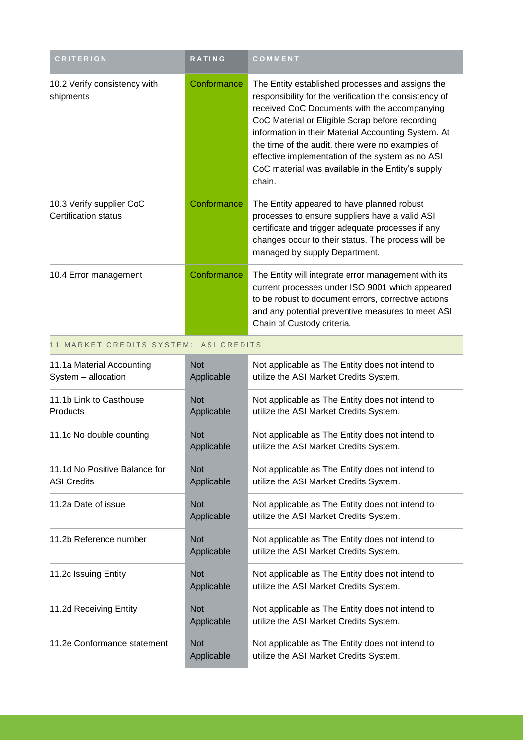| CRITERION | RATING | COMMENT |
| --- | --- | --- |
| 10.2 Verify consistency with shipments | Conformance | The Entity established processes and assigns the responsibility for the verification the consistency of received CoC Documents with the accompanying CoC Material or Eligible Scrap before recording information in their Material Accounting System. At the time of the audit, there were no examples of effective implementation of the system as no ASI CoC material was available in the Entity's supply chain. |
| 10.3 Verify supplier CoC Certification status | Conformance | The Entity appeared to have planned robust processes to ensure suppliers have a valid ASI certificate and trigger adequate processes if any changes occur to their status. The process will be managed by supply Department. |
| 10.4 Error management | Conformance | The Entity will integrate error management with its current processes under ISO 9001 which appeared to be robust to document errors, corrective actions and any potential preventive measures to meet ASI Chain of Custody criteria. |
| **11 MARKET CREDITS SYSTEM: ASI CREDITS** | | |
| 11.1a Material Accounting System – allocation | Not Applicable | Not applicable as The Entity does not intend to utilize the ASI Market Credits System. |
| 11.1b Link to Casthouse Products | Not Applicable | Not applicable as The Entity does not intend to utilize the ASI Market Credits System. |
| 11.1c No double counting | Not Applicable | Not applicable as The Entity does not intend to utilize the ASI Market Credits System. |
| 11.1d No Positive Balance for ASI Credits | Not Applicable | Not applicable as The Entity does not intend to utilize the ASI Market Credits System. |
| 11.2a Date of issue | Not Applicable | Not applicable as The Entity does not intend to utilize the ASI Market Credits System. |
| 11.2b Reference number | Not Applicable | Not applicable as The Entity does not intend to utilize the ASI Market Credits System. |
| 11.2c Issuing Entity | Not Applicable | Not applicable as The Entity does not intend to utilize the ASI Market Credits System. |
| 11.2d Receiving Entity | Not Applicable | Not applicable as The Entity does not intend to utilize the ASI Market Credits System. |
| 11.2e Conformance statement | Not Applicable | Not applicable as The Entity does not intend to utilize the ASI Market Credits System. |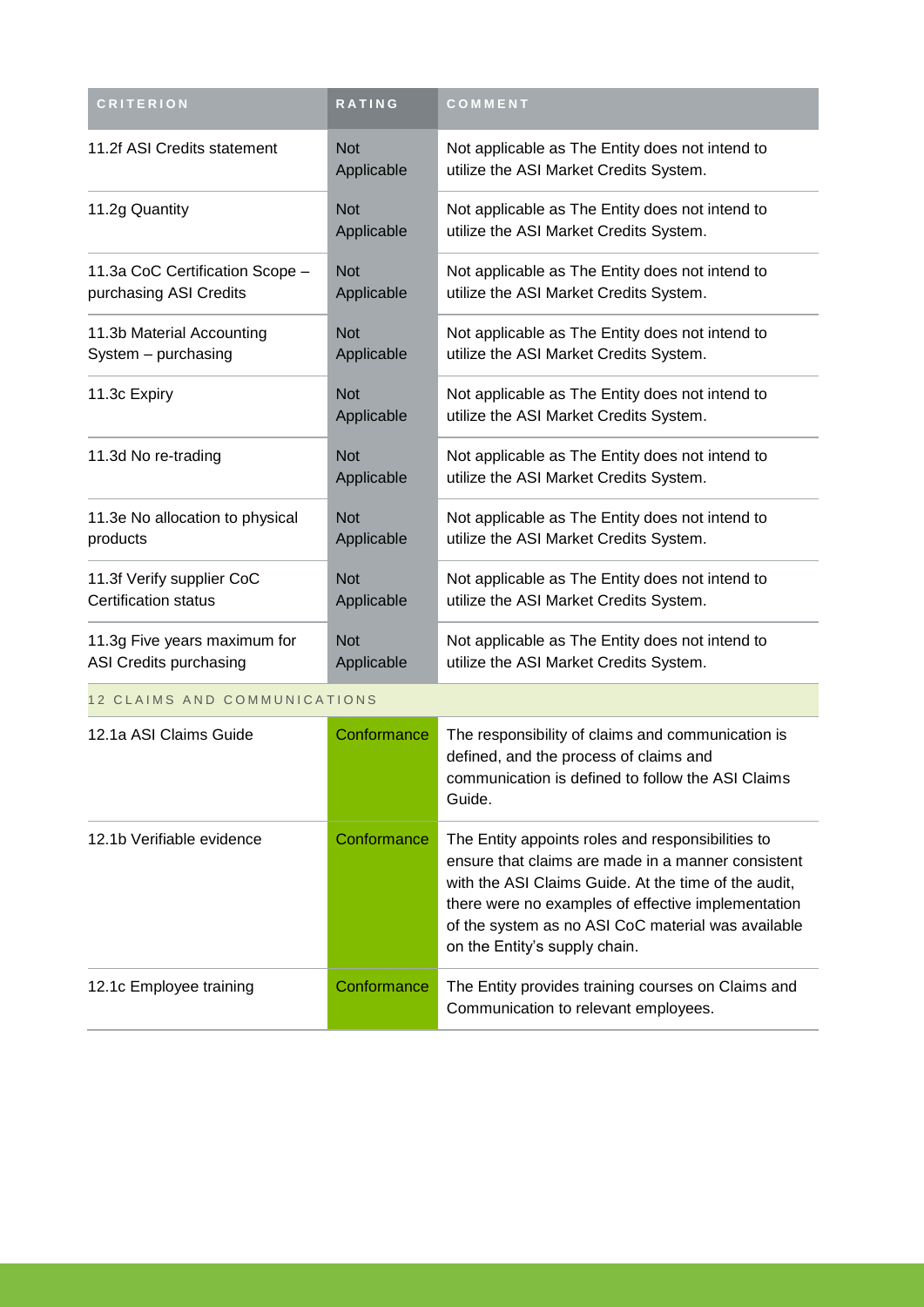| CRITERION | RATING | COMMENT |
|---|---|---|
| 11.2f ASI Credits statement | Not Applicable | Not applicable as The Entity does not intend to utilize the ASI Market Credits System. |
| 11.2g Quantity | Not Applicable | Not applicable as The Entity does not intend to utilize the ASI Market Credits System. |
| 11.3a CoC Certification Scope – purchasing ASI Credits | Not Applicable | Not applicable as The Entity does not intend to utilize the ASI Market Credits System. |
| 11.3b Material Accounting System – purchasing | Not Applicable | Not applicable as The Entity does not intend to utilize the ASI Market Credits System. |
| 11.3c Expiry | Not Applicable | Not applicable as The Entity does not intend to utilize the ASI Market Credits System. |
| 11.3d No re-trading | Not Applicable | Not applicable as The Entity does not intend to utilize the ASI Market Credits System. |
| 11.3e No allocation to physical products | Not Applicable | Not applicable as The Entity does not intend to utilize the ASI Market Credits System. |
| 11.3f Verify supplier CoC Certification status | Not Applicable | Not applicable as The Entity does not intend to utilize the ASI Market Credits System. |
| 11.3g Five years maximum for ASI Credits purchasing | Not Applicable | Not applicable as The Entity does not intend to utilize the ASI Market Credits System. |
| 12 CLAIMS AND COMMUNICATIONS | | |
| 12.1a ASI Claims Guide | Conformance | The responsibility of claims and communication is defined, and the process of claims and communication is defined to follow the ASI Claims Guide. |
| 12.1b Verifiable evidence | Conformance | The Entity appoints roles and responsibilities to ensure that claims are made in a manner consistent with the ASI Claims Guide. At the time of the audit, there were no examples of effective implementation of the system as no ASI CoC material was available on the Entity's supply chain. |
| 12.1c Employee training | Conformance | The Entity provides training courses on Claims and Communication to relevant employees. |